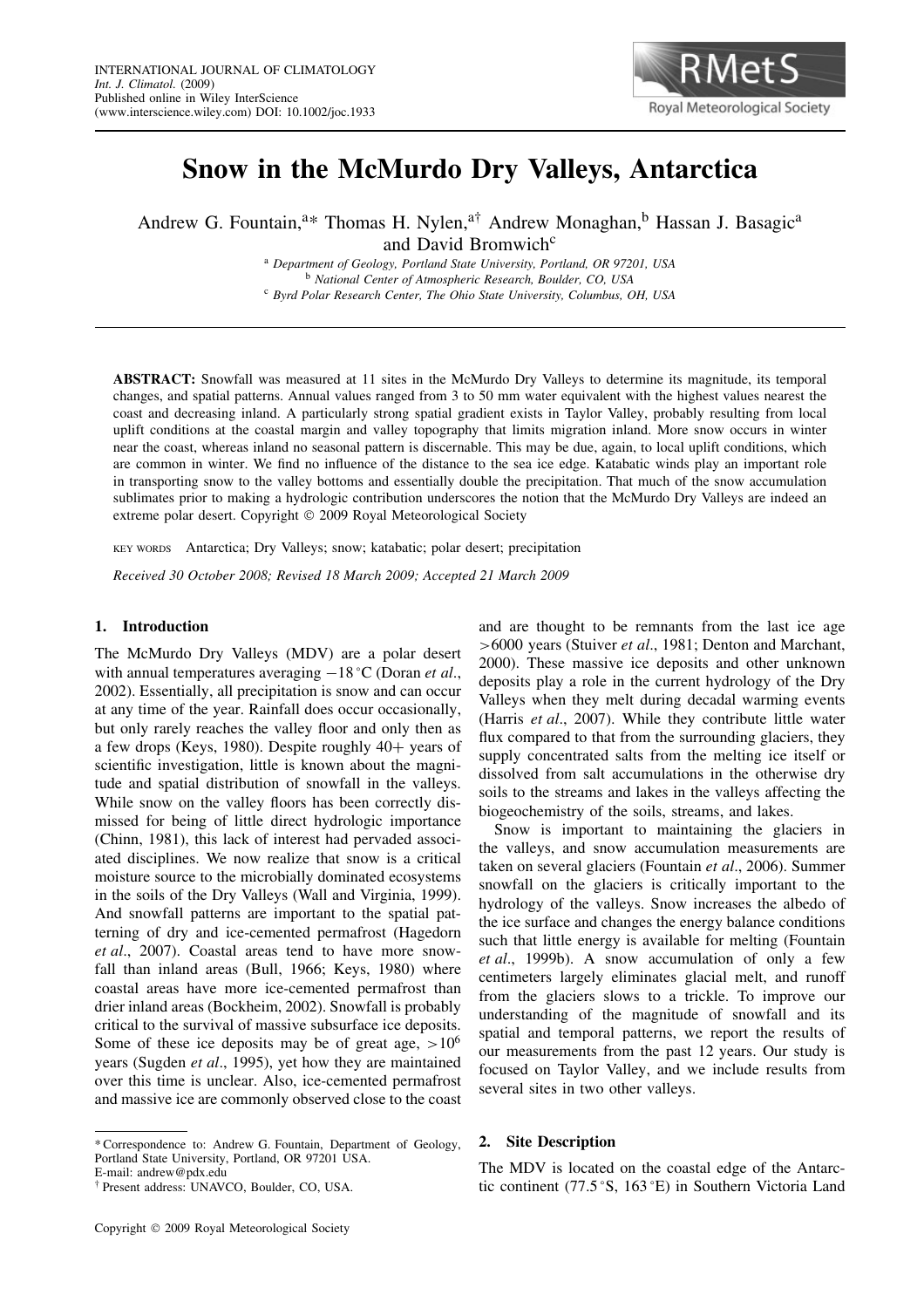# Snow in the McMurdo Dry Valleys, Antarctica

Andrew G. Fountain,[a]* Thomas H. Nylen,[a†] Andrew Monaghan,[b] Hassan J. Basagic[a] and David Bromwich[c]

[a] *Department of Geology, Portland State University, Portland, OR 97201, USA*
[b] *National Center of Atmospheric Research, Boulder, CO, USA*
[c] *Byrd Polar Research Center, The Ohio State University, Columbus, OH, USA*

**ABSTRACT:** Snowfall was measured at 11 sites in the McMurdo Dry Valleys to determine its magnitude, its temporal changes, and spatial patterns. Annual values ranged from 3 to 50 mm water equivalent with the highest values nearest the coast and decreasing inland. A particularly strong spatial gradient exists in Taylor Valley, probably resulting from local uplift conditions at the coastal margin and valley topography that limits migration inland. More snow occurs in winter near the coast, whereas inland no seasonal pattern is discernable. This may be due, again, to local uplift conditions, which are common in winter. We find no influence of the distance to the sea ice edge. Katabatic winds play an important role in transporting snow to the valley bottoms and essentially double the precipitation. That much of the snow accumulation sublimates prior to making a hydrologic contribution underscores the notion that the McMurdo Dry Valleys are indeed an extreme polar desert. Copyright © 2009 Royal Meteorological Society

KEY WORDS Antarctica; Dry Valleys; snow; katabatic; polar desert; precipitation

*Received 30 October 2008; Revised 18 March 2009; Accepted 21 March 2009*

## 1. Introduction

The McMurdo Dry Valleys (MDV) are a polar desert with annual temperatures averaging −18 °C (Doran *et al*., 2002). Essentially, all precipitation is snow and can occur at any time of the year. Rainfall does occur occasionally, but only rarely reaches the valley floor and only then as a few drops (Keys, 1980). Despite roughly 40+ years of scientific investigation, little is known about the magnitude and spatial distribution of snowfall in the valleys. While snow on the valley floors has been correctly dismissed for being of little direct hydrologic importance (Chinn, 1981), this lack of interest had pervaded associated disciplines. We now realize that snow is a critical moisture source to the microbially dominated ecosystems in the soils of the Dry Valleys (Wall and Virginia, 1999). And snowfall patterns are important to the spatial patterning of dry and ice-cemented permafrost (Hagedorn *et al*., 2007). Coastal areas tend to have more snowfall than inland areas (Bull, 1966; Keys, 1980) where coastal areas have more ice-cemented permafrost than drier inland areas (Bockheim, 2002). Snowfall is probably critical to the survival of massive subsurface ice deposits. Some of these ice deposits may be of great age, $>10^6$ years (Sugden *et al*., 1995), yet how they are maintained over this time is unclear. Also, ice-cemented permafrost and massive ice are commonly observed close to the coast and are thought to be remnants from the last ice age >6000 years (Stuiver *et al*., 1981; Denton and Marchant, 2000). These massive ice deposits and other unknown deposits play a role in the current hydrology of the Dry Valleys when they melt during decadal warming events (Harris *et al*., 2007). While they contribute little water flux compared to that from the surrounding glaciers, they supply concentrated salts from the melting ice itself or dissolved from salt accumulations in the otherwise dry soils to the streams and lakes in the valleys affecting the biogeochemistry of the soils, streams, and lakes.

Snow is important to maintaining the glaciers in the valleys, and snow accumulation measurements are taken on several glaciers (Fountain *et al*., 2006). Summer snowfall on the glaciers is critically important to the hydrology of the valleys. Snow increases the albedo of the ice surface and changes the energy balance conditions such that little energy is available for melting (Fountain *et al*., 1999b). A snow accumulation of only a few centimeters largely eliminates glacial melt, and runoff from the glaciers slows to a trickle. To improve our understanding of the magnitude of snowfall and its spatial and temporal patterns, we report the results of our measurements from the past 12 years. Our study is focused on Taylor Valley, and we include results from several sites in two other valleys.

## 2. Site Description

The MDV is located on the coastal edge of the Antarctic continent (77.5 °S, 163 °E) in Southern Victoria Land

---

\* Correspondence to: Andrew G. Fountain, Department of Geology, Portland State University, Portland, OR 97201 USA.
E-mail: andrew@pdx.edu

† Present address: UNAVCO, Boulder, CO, USA.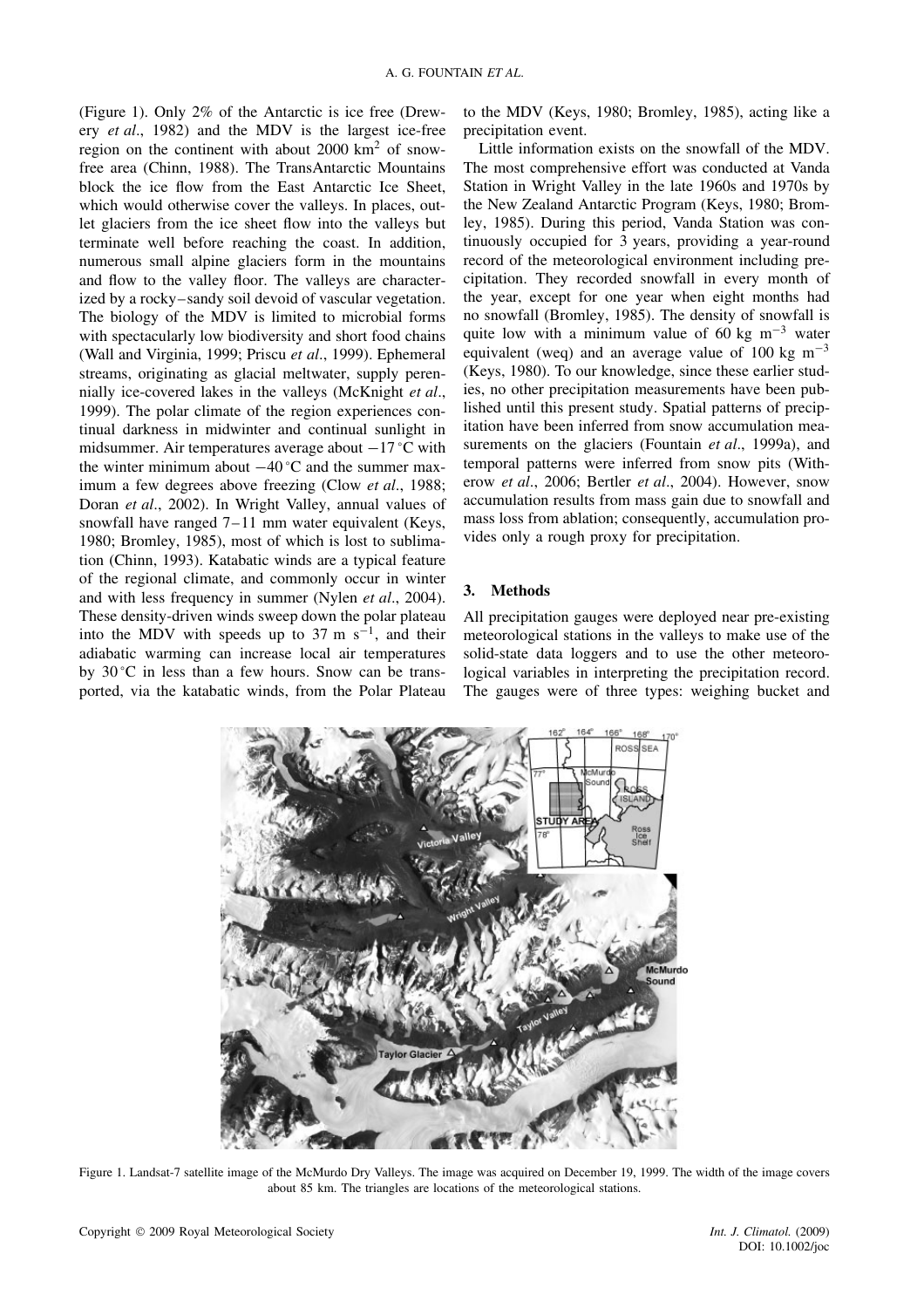(Figure 1). Only 2% of the Antarctic is ice free (Drewery *et al*., 1982) and the MDV is the largest ice-free region on the continent with about 2000 km$^2$ of snow-free area (Chinn, 1988). The TransAntarctic Mountains block the ice flow from the East Antarctic Ice Sheet, which would otherwise cover the valleys. In places, outlet glaciers from the ice sheet flow into the valleys but terminate well before reaching the coast. In addition, numerous small alpine glaciers form in the mountains and flow to the valley floor. The valleys are characterized by a rocky–sandy soil devoid of vascular vegetation. The biology of the MDV is limited to microbial forms with spectacularly low biodiversity and short food chains (Wall and Virginia, 1999; Priscu *et al*., 1999). Ephemeral streams, originating as glacial meltwater, supply perennially ice-covered lakes in the valleys (McKnight *et al*., 1999). The polar climate of the region experiences continual darkness in midwinter and continual sunlight in midsummer. Air temperatures average about $-17\,^{\circ}$C with the winter minimum about $-40\,^{\circ}$C and the summer maximum a few degrees above freezing (Clow *et al*., 1988; Doran *et al*., 2002). In Wright Valley, annual values of snowfall have ranged 7–11 mm water equivalent (Keys, 1980; Bromley, 1985), most of which is lost to sublimation (Chinn, 1993). Katabatic winds are a typical feature of the regional climate, and commonly occur in winter and with less frequency in summer (Nylen *et al*., 2004). These density-driven winds sweep down the polar plateau into the MDV with speeds up to 37 m s$^{-1}$, and their adiabatic warming can increase local air temperatures by $30\,^{\circ}$C in less than a few hours. Snow can be transported, via the katabatic winds, from the Polar Plateau to the MDV (Keys, 1980; Bromley, 1985), acting like a precipitation event.

Little information exists on the snowfall of the MDV. The most comprehensive effort was conducted at Vanda Station in Wright Valley in the late 1960s and 1970s by the New Zealand Antarctic Program (Keys, 1980; Bromley, 1985). During this period, Vanda Station was continuously occupied for 3 years, providing a year-round record of the meteorological environment including precipitation. They recorded snowfall in every month of the year, except for one year when eight months had no snowfall (Bromley, 1985). The density of snowfall is quite low with a minimum value of 60 kg m$^{-3}$ water equivalent (weq) and an average value of 100 kg m$^{-3}$ (Keys, 1980). To our knowledge, since these earlier studies, no other precipitation measurements have been published until this present study. Spatial patterns of precipitation have been inferred from snow accumulation measurements on the glaciers (Fountain *et al*., 1999a), and temporal patterns were inferred from snow pits (Witherow *et al*., 2006; Bertler *et al*., 2004). However, snow accumulation results from mass gain due to snowfall and mass loss from ablation; consequently, accumulation provides only a rough proxy for precipitation.

## 3. Methods

All precipitation gauges were deployed near pre-existing meteorological stations in the valleys to make use of the solid-state data loggers and to use the other meteorological variables in interpreting the precipitation record. The gauges were of three types: weighing bucket and

Figure 1. Landsat-7 satellite image of the McMurdo Dry Valleys. The image was acquired on December 19, 1999. The width of the image covers about 85 km. The triangles are locations of the meteorological stations.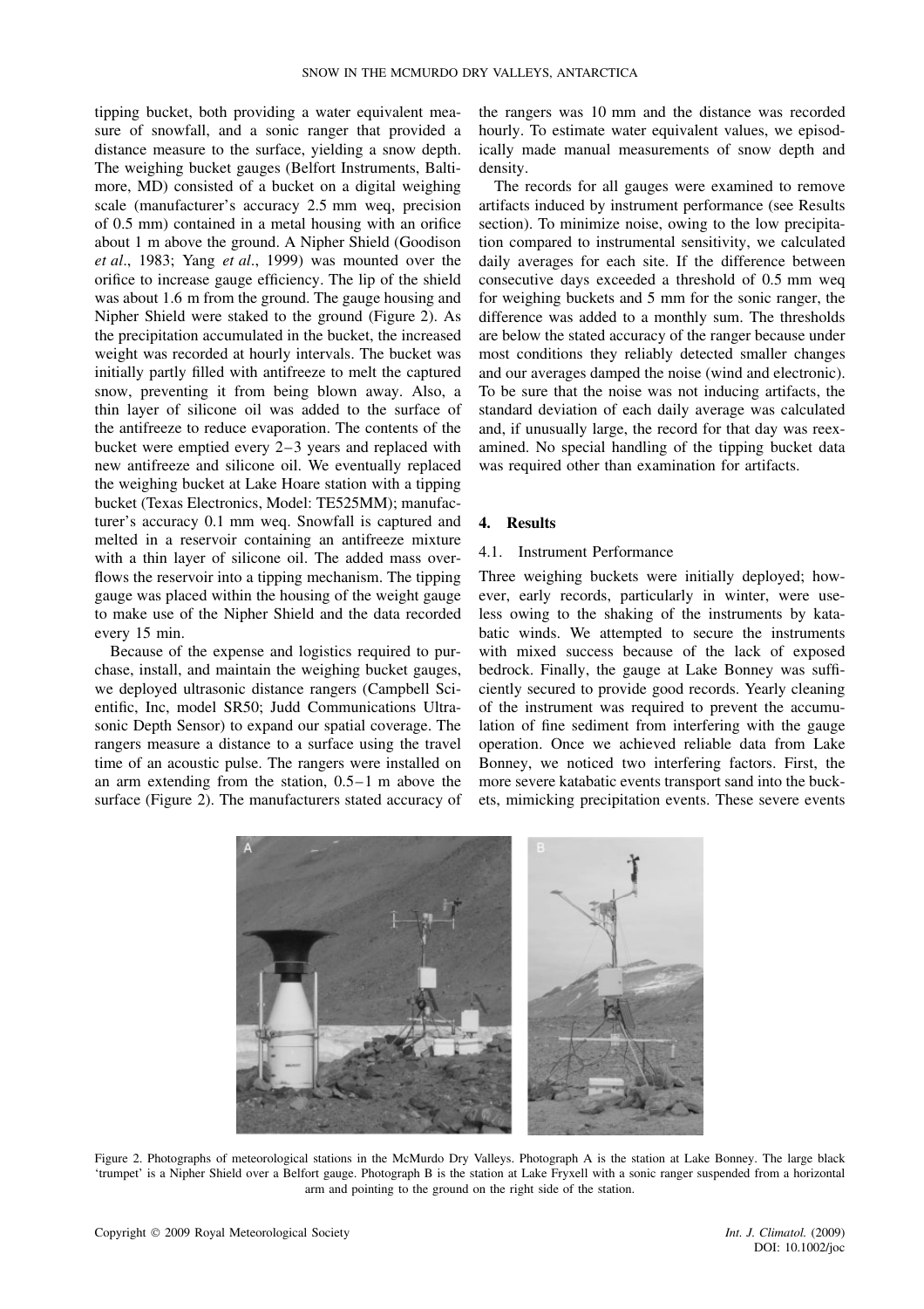tipping bucket, both providing a water equivalent measure of snowfall, and a sonic ranger that provided a distance measure to the surface, yielding a snow depth. The weighing bucket gauges (Belfort Instruments, Baltimore, MD) consisted of a bucket on a digital weighing scale (manufacturer's accuracy 2.5 mm weq, precision of 0.5 mm) contained in a metal housing with an orifice about 1 m above the ground. A Nipher Shield (Goodison *et al*., 1983; Yang *et al*., 1999) was mounted over the orifice to increase gauge efficiency. The lip of the shield was about 1.6 m from the ground. The gauge housing and Nipher Shield were staked to the ground (Figure 2). As the precipitation accumulated in the bucket, the increased weight was recorded at hourly intervals. The bucket was initially partly filled with antifreeze to melt the captured snow, preventing it from being blown away. Also, a thin layer of silicone oil was added to the surface of the antifreeze to reduce evaporation. The contents of the bucket were emptied every 2–3 years and replaced with new antifreeze and silicone oil. We eventually replaced the weighing bucket at Lake Hoare station with a tipping bucket (Texas Electronics, Model: TE525MM); manufacturer's accuracy 0.1 mm weq. Snowfall is captured and melted in a reservoir containing an antifreeze mixture with a thin layer of silicone oil. The added mass overflows the reservoir into a tipping mechanism. The tipping gauge was placed within the housing of the weight gauge to make use of the Nipher Shield and the data recorded every 15 min.

Because of the expense and logistics required to purchase, install, and maintain the weighing bucket gauges, we deployed ultrasonic distance rangers (Campbell Scientific, Inc, model SR50; Judd Communications Ultrasonic Depth Sensor) to expand our spatial coverage. The rangers measure a distance to a surface using the travel time of an acoustic pulse. The rangers were installed on an arm extending from the station, 0.5–1 m above the surface (Figure 2). The manufacturers stated accuracy of the rangers was 10 mm and the distance was recorded hourly. To estimate water equivalent values, we episodically made manual measurements of snow depth and density.

The records for all gauges were examined to remove artifacts induced by instrument performance (see Results section). To minimize noise, owing to the low precipitation compared to instrumental sensitivity, we calculated daily averages for each site. If the difference between consecutive days exceeded a threshold of 0.5 mm weq for weighing buckets and 5 mm for the sonic ranger, the difference was added to a monthly sum. The thresholds are below the stated accuracy of the ranger because under most conditions they reliably detected smaller changes and our averages damped the noise (wind and electronic). To be sure that the noise was not inducing artifacts, the standard deviation of each daily average was calculated and, if unusually large, the record for that day was reexamined. No special handling of the tipping bucket data was required other than examination for artifacts.

## 4. Results

### 4.1. Instrument Performance

Three weighing buckets were initially deployed; however, early records, particularly in winter, were useless owing to the shaking of the instruments by katabatic winds. We attempted to secure the instruments with mixed success because of the lack of exposed bedrock. Finally, the gauge at Lake Bonney was sufficiently secured to provide good records. Yearly cleaning of the instrument was required to prevent the accumulation of fine sediment from interfering with the gauge operation. Once we achieved reliable data from Lake Bonney, we noticed two interfering factors. First, the more severe katabatic events transport sand into the buckets, mimicking precipitation events. These severe events

Figure 2. Photographs of meteorological stations in the McMurdo Dry Valleys. Photograph A is the station at Lake Bonney. The large black 'trumpet' is a Nipher Shield over a Belfort gauge. Photograph B is the station at Lake Fryxell with a sonic ranger suspended from a horizontal arm and pointing to the ground on the right side of the station.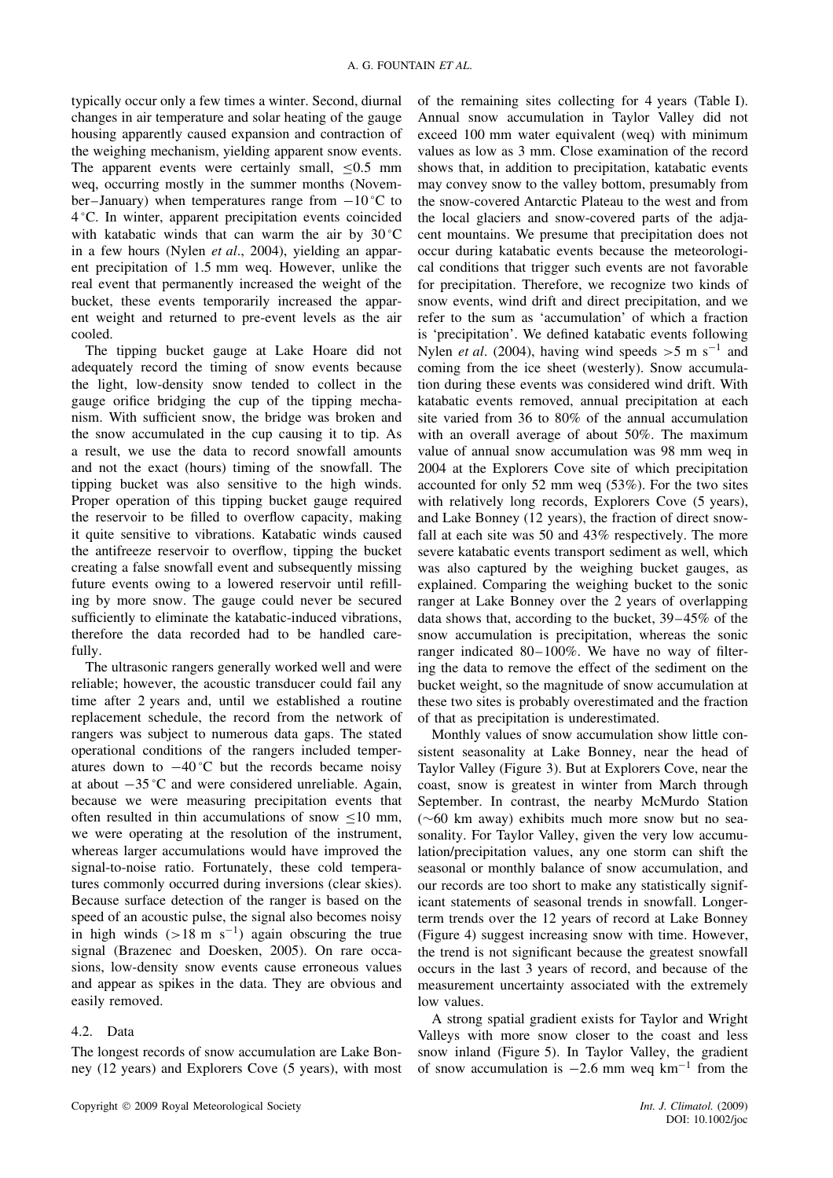typically occur only a few times a winter. Second, diurnal changes in air temperature and solar heating of the gauge housing apparently caused expansion and contraction of the weighing mechanism, yielding apparent snow events. The apparent events were certainly small, $\leq$0.5 mm weq, occurring mostly in the summer months (November–January) when temperatures range from $-10\,^{\circ}$C to $4\,^{\circ}$C. In winter, apparent precipitation events coincided with katabatic winds that can warm the air by $30\,^{\circ}$C in a few hours (Nylen *et al*., 2004), yielding an apparent precipitation of 1.5 mm weq. However, unlike the real event that permanently increased the weight of the bucket, these events temporarily increased the apparent weight and returned to pre-event levels as the air cooled.

The tipping bucket gauge at Lake Hoare did not adequately record the timing of snow events because the light, low-density snow tended to collect in the gauge orifice bridging the cup of the tipping mechanism. With sufficient snow, the bridge was broken and the snow accumulated in the cup causing it to tip. As a result, we use the data to record snowfall amounts and not the exact (hours) timing of the snowfall. The tipping bucket was also sensitive to the high winds. Proper operation of this tipping bucket gauge required the reservoir to be filled to overflow capacity, making it quite sensitive to vibrations. Katabatic winds caused the antifreeze reservoir to overflow, tipping the bucket creating a false snowfall event and subsequently missing future events owing to a lowered reservoir until refilling by more snow. The gauge could never be secured sufficiently to eliminate the katabatic-induced vibrations, therefore the data recorded had to be handled carefully.

The ultrasonic rangers generally worked well and were reliable; however, the acoustic transducer could fail any time after 2 years and, until we established a routine replacement schedule, the record from the network of rangers was subject to numerous data gaps. The stated operational conditions of the rangers included temperatures down to $-40\,^{\circ}$C but the records became noisy at about $-35\,^{\circ}$C and were considered unreliable. Again, because we were measuring precipitation events that often resulted in thin accumulations of snow $\leq$10 mm, we were operating at the resolution of the instrument, whereas larger accumulations would have improved the signal-to-noise ratio. Fortunately, these cold temperatures commonly occurred during inversions (clear skies). Because surface detection of the ranger is based on the speed of an acoustic pulse, the signal also becomes noisy in high winds ($>$18 m s$^{-1}$) again obscuring the true signal (Brazenec and Doesken, 2005). On rare occasions, low-density snow events cause erroneous values and appear as spikes in the data. They are obvious and easily removed.

### 4.2. Data

The longest records of snow accumulation are Lake Bonney (12 years) and Explorers Cove (5 years), with most of the remaining sites collecting for 4 years (Table I). Annual snow accumulation in Taylor Valley did not exceed 100 mm snow water equivalent (weq) with minimum values as low as 3 mm. Close examination of the record shows that, in addition to precipitation, katabatic events may convey snow to the valley bottom, presumably from the snow-covered Antarctic Plateau to the west and from the local glaciers and snow-covered parts of the adjacent mountains. We presume that precipitation does not occur during katabatic events because the meteorological conditions that trigger such events are not favorable for precipitation. Therefore, we recognize two kinds of snow events, wind drift and direct precipitation, and we refer to the sum as 'accumulation' of which a fraction is 'precipitation'. We defined katabatic events following Nylen *et al*. (2004), having wind speeds $>$5 m s$^{-1}$ and coming from the ice sheet (westerly). Snow accumulation during these events was considered wind drift. With katabatic events removed, annual precipitation at each site varied from 36 to 80% of the annual accumulation with an overall average of about 50%. The maximum value of annual snow accumulation was 98 mm weq in 2004 at the Explorers Cove site of which precipitation accounted for only 52 mm weq (53%). For the two sites with relatively long records, Explorers Cove (5 years), and Lake Bonney (12 years), the fraction of direct snowfall at each site was 50 and 43% respectively. The more severe katabatic events transport sediment as well, which was also captured by the weighing bucket gauges, as explained. Comparing the weighing bucket to the sonic ranger at Lake Bonney over the 2 years of overlapping data shows that, according to the bucket, 39–45% of the snow accumulation is precipitation, whereas the sonic ranger indicated 80–100%. We have no way of filtering the data to remove the effect of the sediment on the bucket weight, so the magnitude of snow accumulation at these two sites is probably overestimated and the fraction of that as precipitation is underestimated.

Monthly values of snow accumulation show little consistent seasonality at Lake Bonney, near the head of Taylor Valley (Figure 3). But at Explorers Cove, near the coast, snow is greatest in winter from March through September. In contrast, the nearby McMurdo Station ($\sim$60 km away) exhibits much more snow but no seasonality. For Taylor Valley, given the very low accumulation/precipitation values, any one storm can shift the seasonal or monthly balance of snow accumulation, and our records are too short to make any statistically significant statements of seasonal trends in snowfall. Longer-term trends over the 12 years of record at Lake Bonney (Figure 4) suggest increasing snow with time. However, the trend is not significant because the greatest snowfall occurs in the last 3 years of record, and because of the measurement uncertainty associated with the extremely low values.

A strong spatial gradient exists for Taylor and Wright Valleys with more snow closer to the coast and less snow inland (Figure 5). In Taylor Valley, the gradient of snow accumulation is $-2.6$ mm weq km$^{-1}$ from the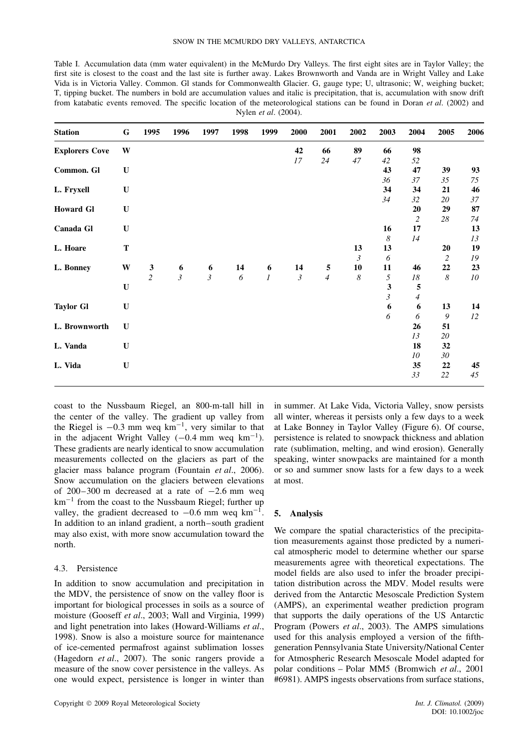Table I. Accumulation data (mm water equivalent) in the McMurdo Dry Valleys. The first eight sites are in Taylor Valley; the first site is closest to the coast and the last site is further away. Lakes Brownworth and Vanda are in Wright Valley and Lake Vida is in Victoria Valley. Common. Gl stands for Commonwealth Glacier. G, gauge type; U, ultrasonic; W, weighing bucket; T, tipping bucket. The numbers in bold are accumulation values and italic is precipitation, that is, accumulation with snow drift from katabatic events removed. The specific location of the meteorological stations can be found in Doran *et al*. (2002) and Nylen *et al*. (2004).

| Station | G | 1995 | 1996 | 1997 | 1998 | 1999 | 2000 | 2001 | 2002 | 2003 | 2004 | 2005 | 2006 |
|---|---|---|---|---|---|---|---|---|---|---|---|---|---|
| **Explorers Cove** | W | | | | | | **42** | **66** | **89** | **66** | **98** | | |
| | | | | | | | *17* | *24* | *47* | *42* | *52* | | |
| **Common. Gl** | U | | | | | | | | | **43** | **47** | **39** | **93** |
| | | | | | | | | | | *36* | *37* | *35* | *75* |
| **L. Fryxell** | U | | | | | | | | | **34** | **34** | **21** | **46** |
| | | | | | | | | | | *34* | *32* | *20* | *37* |
| **Howard Gl** | U | | | | | | | | | | **20** | **29** | **87** |
| | | | | | | | | | | | *2* | *28* | *74* |
| **Canada Gl** | U | | | | | | | | | **16** | **17** | | **13** |
| | | | | | | | | | | *8* | *14* | | *13* |
| **L. Hoare** | T | | | | | | | | **13** | **13** | | **20** | **19** |
| | | | | | | | | | *3* | *6* | | *2* | *19* |
| **L. Bonney** | W | **3** | **6** | **6** | **14** | **6** | **14** | **5** | **10** | **11** | **46** | **22** | **23** |
| | | *2* | *3* | *3* | *6* | *1* | *3* | *4* | *8* | *5* | *18* | *8* | *10* |
| | U | | | | | | | | | **3** | **5** | | |
| | | | | | | | | | | *3* | *4* | | |
| **Taylor Gl** | U | | | | | | | | | **6** | **6** | **13** | **14** |
| | | | | | | | | | | *6* | *6* | *9* | *12* |
| **L. Brownworth** | U | | | | | | | | | | **26** | **51** | |
| | | | | | | | | | | | *13* | *20* | |
| **L. Vanda** | U | | | | | | | | | | **18** | **32** | |
| | | | | | | | | | | | *10* | *30* | |
| **L. Vida** | U | | | | | | | | | | **35** | **22** | **45** |
| | | | | | | | | | | | *33* | *22* | *45* |

coast to the Nussbaum Riegel, an 800-m-tall hill in the center of the valley. The gradient up valley from the Riegel is $-0.3$ mm weq km$^{-1}$, very similar to that in the adjacent Wright Valley ($-0.4$ mm weq km$^{-1}$). These gradients are nearly identical to snow accumulation measurements collected on the glaciers as part of the glacier mass balance program (Fountain *et al*., 2006). Snow accumulation on the glaciers between elevations of 200–300 m decreased at a rate of $-2.6$ mm weq km$^{-1}$ from the coast to the Nussbaum Riegel; further up valley, the gradient decreased to $-0.6$ mm weq km$^{-1}$. In addition to an inland gradient, a north–south gradient may also exist, with more snow accumulation toward the north.

### 4.3. Persistence

In addition to snow accumulation and precipitation in the MDV, the persistence of snow on the valley floor is important for biological processes in soils as a source of moisture (Gooseff *et al*., 2003; Wall and Virginia, 1999) and light penetration into lakes (Howard-Williams *et al*., 1998). Snow is also a moisture source for maintenance of ice-cemented permafrost against sublimation losses (Hagedorn *et al*., 2007). The sonic rangers provide a measure of the snow cover persistence in the valleys. As one would expect, persistence is longer in winter than in summer. At Lake Vida, Victoria Valley, snow persists all winter, whereas it persists only a few days to a week at Lake Bonney in Taylor Valley (Figure 6). Of course, persistence is related to snowpack thickness and ablation rate (sublimation, melting, and wind erosion). Generally speaking, winter snowpacks are maintained for a month or so and summer snow lasts for a few days to a week at most.

## 5. Analysis

We compare the spatial characteristics of the precipitation measurements against those predicted by a numerical atmospheric model to determine whether our sparse measurements agree with theoretical expectations. The model fields are also used to infer the broader precipitation distribution across the MDV. Model results were derived from the Antarctic Mesoscale Prediction System (AMPS), an experimental weather prediction program that supports the daily operations of the US Antarctic Program (Powers *et al*., 2003). The AMPS simulations used for this analysis employed a version of the fifth-generation Pennsylvania State University/National Center for Atmospheric Research Mesoscale Model adapted for polar conditions – Polar MM5 (Bromwich *et al*., 2001 #6981). AMPS ingests observations from surface stations,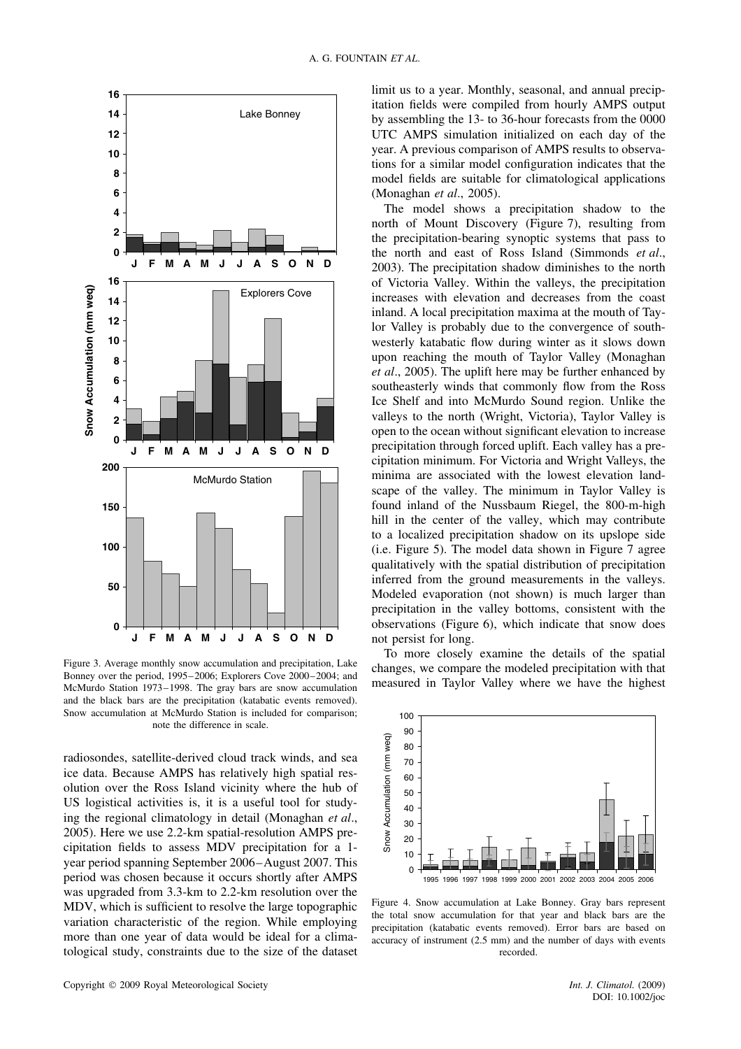Figure 3. Average monthly snow accumulation and precipitation, Lake Bonney over the period, 1995–2006; Explorers Cove 2000–2004; and McMurdo Station 1973–1998. The gray bars are snow accumulation and the black bars are the precipitation (katabatic events removed). Snow accumulation at McMurdo Station is included for comparison; note the difference in scale.

radiosondes, satellite-derived cloud track winds, and sea ice data. Because AMPS has relatively high spatial resolution over the Ross Island vicinity where the hub of US logistical activities is, it is a useful tool for studying the regional climatology in detail (Monaghan *et al*., 2005). Here we use 2.2-km spatial-resolution AMPS precipitation fields to assess MDV precipitation for a 1-year period spanning September 2006–August 2007. This period was chosen because it occurs shortly after AMPS was upgraded from 3.3-km to 2.2-km resolution over the MDV, which is sufficient to resolve the large topographic variation characteristic of the region. While employing more than one year of data would be ideal for a climatological study, constraints due to the size of the dataset limit us to a year. Monthly, seasonal, and annual precipitation fields were compiled from hourly AMPS output by assembling the 13- to 36-hour forecasts from the 0000 UTC AMPS simulation initialized on each day of the year. A previous comparison of AMPS results to observations for a similar model configuration indicates that the model fields are suitable for climatological applications (Monaghan *et al*., 2005).

The model shows a precipitation shadow to the north of Mount Discovery (Figure 7), resulting from the precipitation-bearing synoptic systems that pass to the north and east of Ross Island (Simmonds *et al*., 2003). The precipitation shadow diminishes to the north of Victoria Valley. Within the valleys, the precipitation increases with elevation and decreases from the coast inland. A local precipitation maxima at the mouth of Taylor Valley is probably due to the convergence of southwesterly katabatic flow during winter as it slows down upon reaching the mouth of Taylor Valley (Monaghan *et al*., 2005). The uplift here may be further enhanced by southeasterly winds that commonly flow from the Ross Ice Shelf and into McMurdo Sound region. Unlike the valleys to the north (Wright, Victoria), Taylor Valley is open to the ocean without significant elevation to increase precipitation through forced uplift. Each valley has a precipitation minimum. For Victoria and Wright Valleys, the minima are associated with the lowest elevation landscape of the valley. The minimum in Taylor Valley is found inland of the Nussbaum Riegel, the 800-m-high hill in the center of the valley, which may contribute to a localized precipitation shadow on its upslope side (i.e. Figure 5). The model data shown in Figure 7 agree qualitatively with the spatial distribution of precipitation inferred from the ground measurements in the valleys. Modeled evaporation (not shown) is much larger than precipitation in the valley bottoms, consistent with the observations (Figure 6), which indicate that snow does not persist for long.

To more closely examine the details of the spatial changes, we compare the modeled precipitation with that measured in Taylor Valley where we have the highest

Figure 4. Snow accumulation at Lake Bonney. Gray bars represent the total snow accumulation for that year and black bars are the precipitation (katabatic events removed). Error bars are based on accuracy of instrument (2.5 mm) and the number of days with events recorded.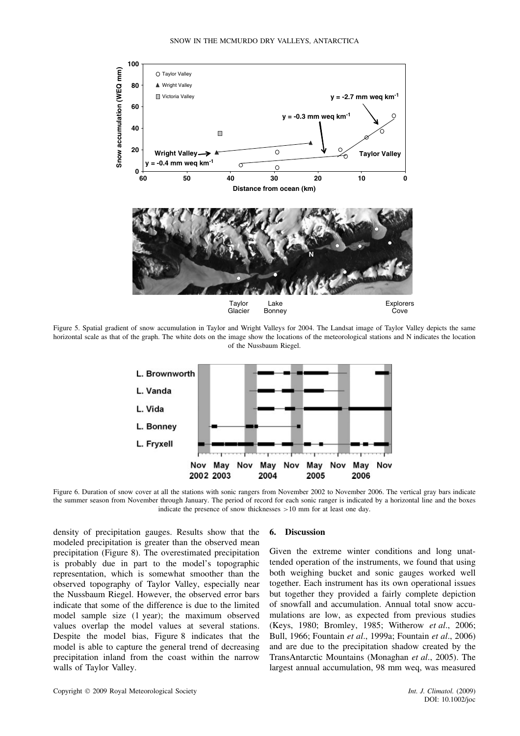Figure 5. Spatial gradient of snow accumulation in Taylor and Wright Valleys for 2004. The Landsat image of Taylor Valley depicts the same horizontal scale as that of the graph. The white dots on the image show the locations of the meteorological stations and N indicates the location of the Nussbaum Riegel.

Figure 6. Duration of snow cover at all the stations with sonic rangers from November 2002 to November 2006. The vertical gray bars indicate the summer season from November through January. The period of record for each sonic ranger is indicated by a horizontal line and the boxes indicate the presence of snow thicknesses >10 mm for at least one day.

density of precipitation gauges. Results show that the modeled precipitation is greater than the observed mean precipitation (Figure 8). The overestimated precipitation is probably due in part to the model's topographic representation, which is somewhat smoother than the observed topography of Taylor Valley, especially near the Nussbaum Riegel. However, the observed error bars indicate that some of the difference is due to the limited model sample size (1 year); the maximum observed values overlap the model values at several stations. Despite the model bias, Figure 8 indicates that the model is able to capture the general trend of decreasing precipitation inland from the coast within the narrow walls of Taylor Valley.

## 6. Discussion

Given the extreme winter conditions and long unattended operation of the instruments, we found that using both weighing bucket and sonic gauges worked well together. Each instrument has its own operational issues but together they provided a fairly complete depiction of snowfall and accumulation. Annual total snow accumulations are low, as expected from previous studies (Keys, 1980; Bromley, 1985; Witherow *et al*., 2006; Bull, 1966; Fountain *et al*., 1999a; Fountain *et al*., 2006) and are due to the precipitation shadow created by the TransAntarctic Mountains (Monaghan *et al*., 2005). The largest annual accumulation, 98 mm weq, was measured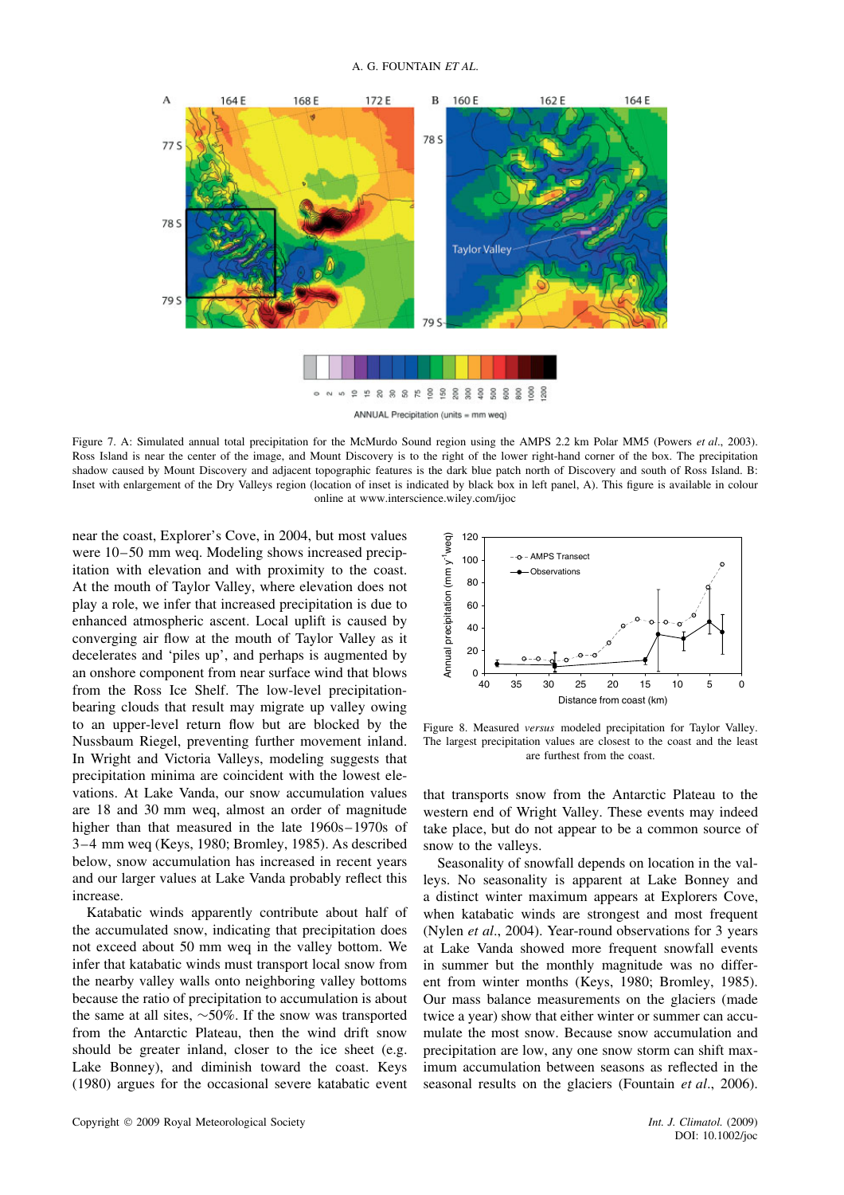Figure 7. A: Simulated annual total precipitation for the McMurdo Sound region using the AMPS 2.2 km Polar MM5 (Powers *et al*., 2003). Ross Island is near the center of the image, and Mount Discovery is to the right of the lower right-hand corner of the box. The precipitation shadow caused by Mount Discovery and adjacent topographic features is the dark blue patch north of Discovery and south of Ross Island. B: Inset with enlargement of the Dry Valleys region (location of inset is indicated by black box in left panel, A). This figure is available in colour online at www.interscience.wiley.com/ijoc

near the coast, Explorer's Cove, in 2004, but most values were 10–50 mm weq. Modeling shows increased precipitation with elevation and with proximity to the coast. At the mouth of Taylor Valley, where elevation does not play a role, we infer that increased precipitation is due to enhanced atmospheric ascent. Local uplift is caused by converging air flow at the mouth of Taylor Valley as it decelerates and 'piles up', and perhaps is augmented by an onshore component from near surface wind that blows from the Ross Ice Shelf. The low-level precipitation-bearing clouds that result may migrate up valley owing to an upper-level return flow but are blocked by the Nussbaum Riegel, preventing further movement inland. In Wright and Victoria Valleys, modeling suggests that precipitation minima are coincident with the lowest elevations. At Lake Vanda, our snow accumulation values are 18 and 30 mm weq, almost an order of magnitude higher than that measured in the late 1960s–1970s of 3–4 mm weq (Keys, 1980; Bromley, 1985). As described below, snow accumulation has increased in recent years and our larger values at Lake Vanda probably reflect this increase.

Katabatic winds apparently contribute about half of the accumulated snow, indicating that precipitation does not exceed about 50 mm weq in the valley bottom. We infer that katabatic winds must transport local snow from the nearby valley walls onto neighboring valley bottoms because the ratio of precipitation to accumulation is about the same at all sites, ~50%. If the snow was transported from the Antarctic Plateau, then the wind drift snow should be greater inland, closer to the ice sheet (e.g. Lake Bonney), and diminish toward the coast. Keys (1980) argues for the occasional severe katabatic event

Figure 8. Measured *versus* modeled precipitation for Taylor Valley. The largest precipitation values are closest to the coast and the least are furthest from the coast.

that transports snow from the Antarctic Plateau to the western end of Wright Valley. These events may indeed take place, but do not appear to be a common source of snow to the valleys.

Seasonality of snowfall depends on location in the valleys. No seasonality is apparent at Lake Bonney and a distinct winter maximum appears at Explorers Cove, when katabatic winds are strongest and most frequent (Nylen *et al*., 2004). Year-round observations for 3 years at Lake Vanda showed more frequent snowfall events in summer but the monthly magnitude was no different from winter months (Keys, 1980; Bromley, 1985). Our mass balance measurements on the glaciers (made twice a year) show that either winter or summer can accumulate the most snow. Because snow accumulation and precipitation are low, any one snow storm can shift maximum accumulation between seasons as reflected in the seasonal results on the glaciers (Fountain *et al*., 2006).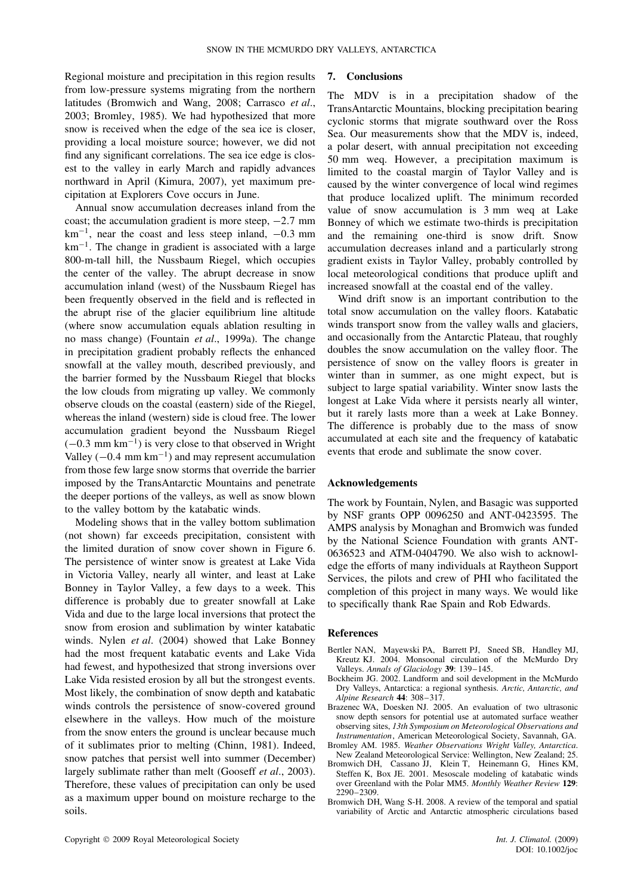Regional moisture and precipitation in this region results from low-pressure systems migrating from the northern latitudes (Bromwich and Wang, 2008; Carrasco *et al*., 2003; Bromley, 1985). We had hypothesized that more snow is received when the edge of the sea ice is closer, providing a local moisture source; however, we did not find any significant correlations. The sea ice edge is closest to the valley in early March and rapidly advances northward in April (Kimura, 2007), yet maximum precipitation at Explorers Cove occurs in June.

Annual snow accumulation decreases inland from the coast; the accumulation gradient is more steep, −2.7 mm $km^{-1}$, near the coast and less steep inland, −0.3 mm $km^{-1}$. The change in gradient is associated with a large 800-m-tall hill, the Nussbaum Riegel, which occupies the center of the valley. The abrupt decrease in snow accumulation inland (west) of the Nussbaum Riegel has been frequently observed in the field and is reflected in the abrupt rise of the glacier equilibrium line altitude (where snow accumulation equals ablation resulting in no mass change) (Fountain *et al*., 1999a). The change in precipitation gradient probably reflects the enhanced snowfall at the valley mouth, described previously, and the barrier formed by the Nussbaum Riegel that blocks the low clouds from migrating up valley. We commonly observe clouds on the coastal (eastern) side of the Riegel, whereas the inland (western) side is cloud free. The lower accumulation gradient beyond the Nussbaum Riegel (−0.3 mm $km^{-1}$) is very close to that observed in Wright Valley (−0.4 mm $km^{-1}$) and may represent accumulation from those few large snow storms that override the barrier imposed by the TransAntarctic Mountains and penetrate the deeper portions of the valleys, as well as snow blown to the valley bottom by the katabatic winds.

Modeling shows that in the valley bottom sublimation (not shown) far exceeds precipitation, consistent with the limited duration of snow cover shown in Figure 6. The persistence of winter snow is greatest at Lake Vida in Victoria Valley, nearly all winter, and least at Lake Bonney in Taylor Valley, a few days to a week. This difference is probably due to greater snowfall at Lake Vida and due to the large local inversions that protect the snow from erosion and sublimation by winter katabatic winds. Nylen *et al*. (2004) showed that Lake Bonney had the most frequent katabatic events and Lake Vida had fewest, and hypothesized that strong inversions over Lake Vida resisted erosion by all but the strongest events. Most likely, the combination of snow depth and katabatic winds controls the persistence of snow-covered ground elsewhere in the valleys. How much of the moisture from the snow enters the ground is unclear because much of it sublimates prior to melting (Chinn, 1981). Indeed, snow patches that persist well into summer (December) largely sublimate rather than melt (Gooseff *et al*., 2003). Therefore, these values of precipitation can only be used as a maximum upper bound on moisture recharge to the soils.

## 7. Conclusions

The MDV is in a precipitation shadow of the TransAntarctic Mountains, blocking precipitation bearing cyclonic storms that migrate southward over the Ross Sea. Our measurements show that the MDV is, indeed, a polar desert, with annual precipitation not exceeding 50 mm weq. However, a precipitation maximum is limited to the coastal margin of Taylor Valley and is caused by the winter convergence of local wind regimes that produce localized uplift. The minimum recorded value of snow accumulation is 3 mm weq at Lake Bonney of which we estimate two-thirds is precipitation and the remaining one-third is snow drift. Snow accumulation decreases inland and a particularly strong gradient exists in Taylor Valley, probably controlled by local meteorological conditions that produce uplift and increased snowfall at the coastal end of the valley.

Wind drift snow is an important contribution to the total snow accumulation on the valley floors. Katabatic winds transport snow from the valley walls and glaciers, and occasionally from the Antarctic Plateau, that roughly doubles the snow accumulation on the valley floor. The persistence of snow on the valley floors is greater in winter than in summer, as one might expect, but is subject to large spatial variability. Winter snow lasts the longest at Lake Vida where it persists nearly all winter, but it rarely lasts more than a week at Lake Bonney. The difference is probably due to the mass of snow accumulated at each site and the frequency of katabatic events that erode and sublimate the snow cover.

## Acknowledgements

The work by Fountain, Nylen, and Basagic was supported by NSF grants OPP 0096250 and ANT-0423595. The AMPS analysis by Monaghan and Bromwich was funded by the National Science Foundation with grants ANT-0636523 and ATM-0404790. We also wish to acknowledge the efforts of many individuals at Raytheon Support Services, the pilots and crew of PHI who facilitated the completion of this project in many ways. We would like to specifically thank Rae Spain and Rob Edwards.

## References

Bertler NAN, Mayewski PA, Barrett PJ, Sneed SB, Handley MJ, Kreutz KJ. 2004. Monsoonal circulation of the McMurdo Dry Valleys. *Annals of Glaciology* **39**: 139–145.

Bockheim JG. 2002. Landform and soil development in the McMurdo Dry Valleys, Antarctica: a regional synthesis. *Arctic, Antarctic, and Alpine Research* **44**: 308–317.

Brazenec WA, Doesken NJ. 2005. An evaluation of two ultrasonic snow depth sensors for potential use at automated surface weather observing sites, *13th Symposium on Meteorological Observations and Instrumentation*, American Meteorological Society, Savannah, GA.

Bromley AM. 1985. *Weather Observations Wright Valley, Antarctica*. New Zealand Meteorological Service: Wellington, New Zealand; 25.

Bromwich DH, Cassano JJ, Klein T, Heinemann G, Hines KM, Steffen K, Box JE. 2001. Mesoscale modeling of katabatic winds over Greenland with the Polar MM5. *Monthly Weather Review* **129**: 2290–2309.

Bromwich DH, Wang S-H. 2008. A review of the temporal and spatial variability of Arctic and Antarctic atmospheric circulations based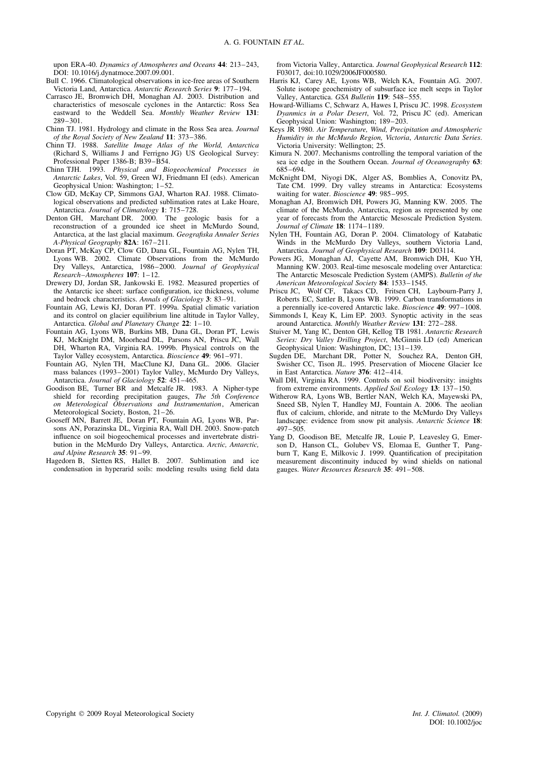upon ERA-40. *Dynamics of Atmospheres and Oceans* **44**: 213–243, DOI: 10.1016/j.dynatmoce.2007.09.001.

Bull C. 1966. Climatological observations in ice-free areas of Southern Victoria Land, Antarctica. *Antarctic Research Series* **9**: 177–194.

Carrasco JE, Bromwich DH, Monaghan AJ. 2003. Distribution and characteristics of mesoscale cyclones in the Antarctic: Ross Sea eastward to the Weddell Sea. *Monthly Weather Review* **131**: 289–301.

Chinn TJ. 1981. Hydrology and climate in the Ross Sea area. *Journal of the Royal Society of New Zealand* **11**: 373–386.

Chinn TJ. 1988. *Satellite Image Atlas of the World, Antarctica* (Richard S, Williams J and Ferrigno JG) US Geological Survey: Professional Paper 1386-B; B39–B54.

Chinn TJH. 1993. *Physical and Biogeochemical Processes in Antarctic Lakes*, Vol. 59, Green WJ, Friedmann EI (eds). American Geophysical Union: Washington; 1–52.

Clow GD, McKay CP, Simmons GAJ, Wharton RAJ. 1988. Climatological observations and predicted sublimation rates at Lake Hoare, Antarctica. *Journal of Climatology* **1**: 715–728.

Denton GH, Marchant DR. 2000. The geologic basis for a reconstruction of a grounded ice sheet in McMurdo Sound, Antarctica, at the last glacial maximum. *Geografiska Annaler Series A-Physical Geography* **82A**: 167–211.

Doran PT, McKay CP, Clow GD, Dana GL, Fountain AG, Nylen TH, Lyons WB. 2002. Climate Observations from the McMurdo Dry Valleys, Antarctica, 1986–2000. *Journal of Geophysical Research–Atmospheres* **107**: 1–12.

Drewery DJ, Jordan SR, Jankowski E. 1982. Measured properties of the Antarctic ice sheet: surface configuration, ice thickness, volume and bedrock characteristics. *Annals of Glaciology* **3**: 83–91.

Fountain AG, Lewis KJ, Doran PT. 1999a. Spatial climatic variation and its control on glacier equilibrium line altitude in Taylor Valley, Antarctica. *Global and Planetary Change* **22**: 1–10.

Fountain AG, Lyons WB, Burkins MB, Dana GL, Doran PT, Lewis KJ, McKnight DM, Moorhead DL, Parsons AN, Priscu JC, Wall DH, Wharton RA, Virginia RA. 1999b. Physical controls on the Taylor Valley ecosystem, Antarctica. *Bioscience* **49**: 961–971.

Fountain AG, Nylen TH, MacClune KJ, Dana GL. 2006. Glacier mass balances (1993–2001) Taylor Valley, McMurdo Dry Valleys, Antarctica. *Journal of Glaciology* **52**: 451–465.

Goodison BE, Turner BR and Metcalfe JR. 1983. A Nipher-type shield for recording precipitation gauges, *The 5th Conference on Meterological Observations and Instrumentation*, American Meteorological Society, Boston, 21–26.

Gooseff MN, Barrett JE, Doran PT, Fountain AG, Lyons WB, Parsons AN, Porazinska DL, Virginia RA, Wall DH. 2003. Snow-patch influence on soil biogeochemical processes and invertebrate distribution in the McMurdo Dry Valleys, Antarctica. *Arctic, Antarctic, and Alpine Research* **35**: 91–99.

Hagedorn B, Sletten RS, Hallet B. 2007. Sublimation and ice condensation in hyperarid soils: modeling results using field data from Victoria Valley, Antarctica. *Journal Geophysical Research* **112**: F03017, doi:10.1029/2006JF000580.

Harris KJ, Carey AE, Lyons WB, Welch KA, Fountain AG. 2007. Solute isotope geochemistry of subsurface ice melt seeps in Taylor Valley, Antarctica. *GSA Bulletin* **119**: 548–555.

Howard-Williams C, Schwarz A, Hawes I, Priscu JC. 1998. *Ecosystem Dyanmics in a Polar Desert*, Vol. 72, Priscu JC (ed). American Geophysical Union: Washington; 189–203.

Keys JR 1980. *Air Temperature, Wind, Precipitation and Atmospheric Humidity in the McMurdo Region, Victoria, Antarctic Data Series*. Victoria University: Wellington; 25.

Kimura N. 2007. Mechanisms controlling the temporal variation of the sea ice edge in the Southern Ocean. *Journal of Oceanography* **63**: 685–694.

McKnight DM, Niyogi DK, Alger AS, Bomblies A, Conovitz PA, Tate CM. 1999. Dry valley streams in Antarctica: Ecosystems waiting for water. *Bioscience* **49**: 985–995.

Monaghan AJ, Bromwich DH, Powers JG, Manning KW. 2005. The climate of the McMurdo, Antarctica, region as represented by one year of forecasts from the Antarctic Mesoscale Prediction System. *Journal of Climate* **18**: 1174–1189.

Nylen TH, Fountain AG, Doran P. 2004. Climatology of Katabatic Winds in the McMurdo Dry Valleys, southern Victoria Land, Antarctica. *Journal of Geophysical Research* **109**: D03114.

Powers JG, Monaghan AJ, Cayette AM, Bromwich DH, Kuo YH, Manning KW. 2003. Real-time mesoscale modeling over Antarctica: The Antarctic Mesoscale Prediction System (AMPS). *Bulletin of the American Meteorological Society* **84**: 1533–1545.

Priscu JC, Wolf CF, Takacs CD, Fritsen CH, Laybourn-Parry J, Roberts EC, Sattler B, Lyons WB. 1999. Carbon transformations in a perennially ice-covered Antarctic lake. *Bioscience* **49**: 997–1008.

Simmonds I, Keay K, Lim EP. 2003. Synoptic activity in the seas around Antarctica. *Monthly Weather Review* **131**: 272–288.

Stuiver M, Yang IC, Denton GH, Kellog TB 1981. *Antarctic Research Series: Dry Valley Drilling Project*, McGinnis LD (ed) American Geophysical Union: Washington, DC; 131–139.

Sugden DE, Marchant DR, Potter N, Souchez RA, Denton GH, Swisher CC, Tison JL. 1995. Preservation of Miocene Glacier Ice in East Antarctica. *Nature* **376**: 412–414.

Wall DH, Virginia RA. 1999. Controls on soil biodiversity: insights from extreme environments. *Applied Soil Ecology* **13**: 137–150.

Witherow RA, Lyons WB, Bertler NAN, Welch KA, Mayewski PA, Sneed SB, Nylen T, Handley MJ, Fountain A. 2006. The aeolian flux of calcium, chloride, and nitrate to the McMurdo Dry Valleys landscape: evidence from snow pit analysis. *Antarctic Science* **18**: 497–505.

Yang D, Goodison BE, Metcalfe JR, Louie P, Leavesley G, Emerson D, Hanson CL, Golubev VS, Elomaa E, Gunther T, Pangburn T, Kang E, Milkovic J. 1999. Quantification of precipitation measurement discontinuity induced by wind shields on national gauges. *Water Resources Research* **35**: 491–508.